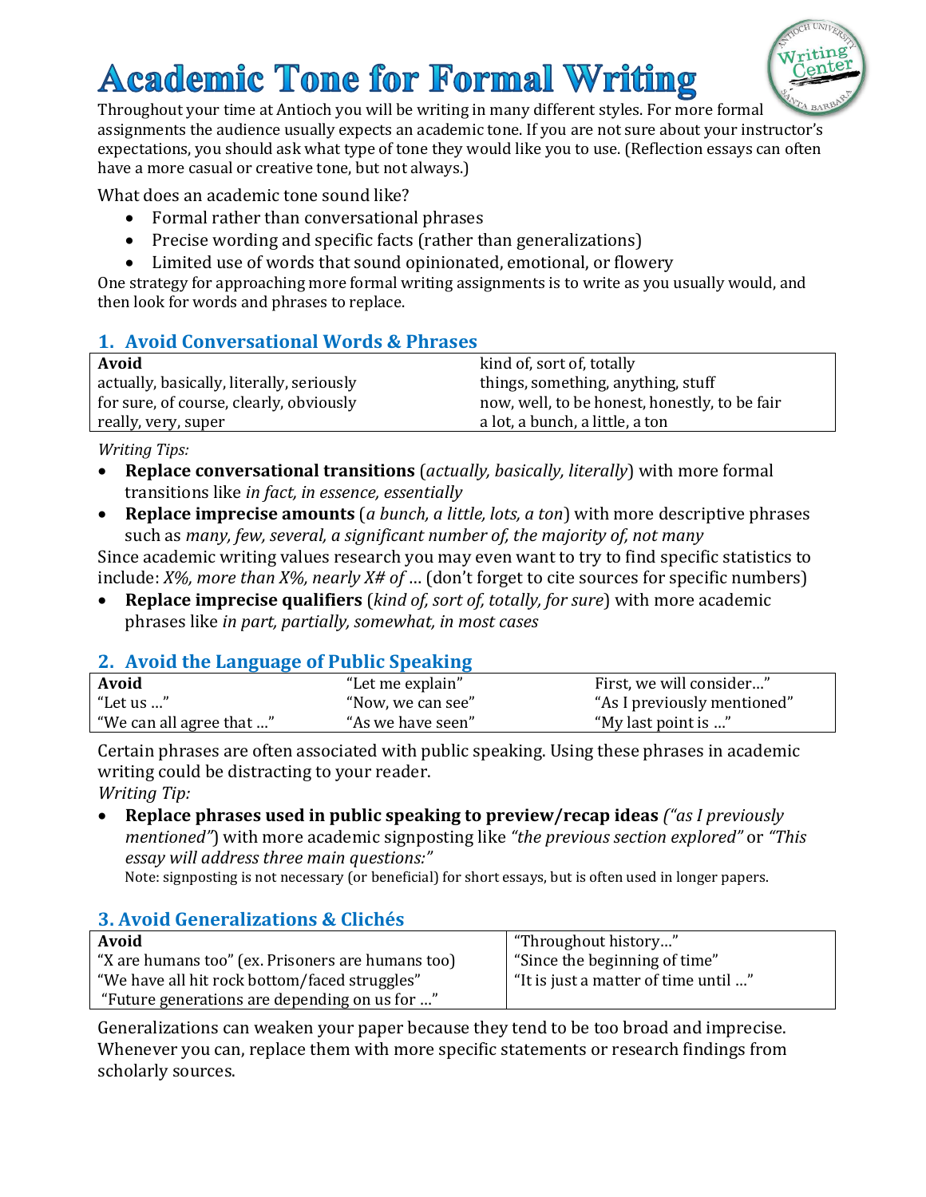# Academic Tone for Formal Writing

Throughout your time at Antioch you will be writing in many different styles. For more formal assignments the audience usually expects an academic tone. If you are not sure about your instructor's expectations, you should ask what type of tone they would like you to use. (Reflection essays can often have a more casual or creative tone, but not always.)

What does an academic tone sound like?

- Formal rather than conversational phrases
- Precise wording and specific facts (rather than generalizations)
- Limited use of words that sound opinionated, emotional, or flowery

One strategy for approaching more formal writing assignments is to write as you usually would, and then look for words and phrases to replace.

## 1. Avoid Conversational Words & Phrases

| **Avoid** | kind of, sort of, totally |
|---|---|
| actually, basically, literally, seriously | things, something, anything, stuff |
| for sure, of course, clearly, obviously | now, well, to be honest, honestly, to be fair |
| really, very, super | a lot, a bunch, a little, a ton |

*Writing Tips:*

- **Replace conversational transitions** (*actually, basically, literally*) with more formal transitions like *in fact, in essence, essentially*
- **Replace imprecise amounts** (*a bunch, a little, lots, a ton*) with more descriptive phrases such as *many, few, several, a significant number of, the majority of, not many*

Since academic writing values research you may even want to try to find specific statistics to include: *X%, more than X%, nearly X# of* … (don't forget to cite sources for specific numbers)

- **Replace imprecise qualifiers** (*kind of, sort of, totally, for sure*) with more academic phrases like *in part, partially, somewhat, in most cases*

## 2. Avoid the Language of Public Speaking

| **Avoid** | "Let me explain" | First, we will consider…" |
|---|---|---|
| "Let us …" | "Now, we can see" | "As I previously mentioned" |
| "We can all agree that …" | "As we have seen" | "My last point is …" |

Certain phrases are often associated with public speaking. Using these phrases in academic writing could be distracting to your reader.

*Writing Tip:*

- **Replace phrases used in public speaking to preview/recap ideas** *("as I previously mentioned"*) with more academic signposting like *"the previous section explored"* or *"This essay will address three main questions:"*
  Note: signposting is not necessary (or beneficial) for short essays, but is often used in longer papers.

## 3. Avoid Generalizations & Clichés

| **Avoid** | "Throughout history…" |
|---|---|
| "X are humans too" (ex. Prisoners are humans too) | "Since the beginning of time" |
| "We have all hit rock bottom/faced struggles" | "It is just a matter of time until …" |
| "Future generations are depending on us for …" | |

Generalizations can weaken your paper because they tend to be too broad and imprecise. Whenever you can, replace them with more specific statements or research findings from scholarly sources.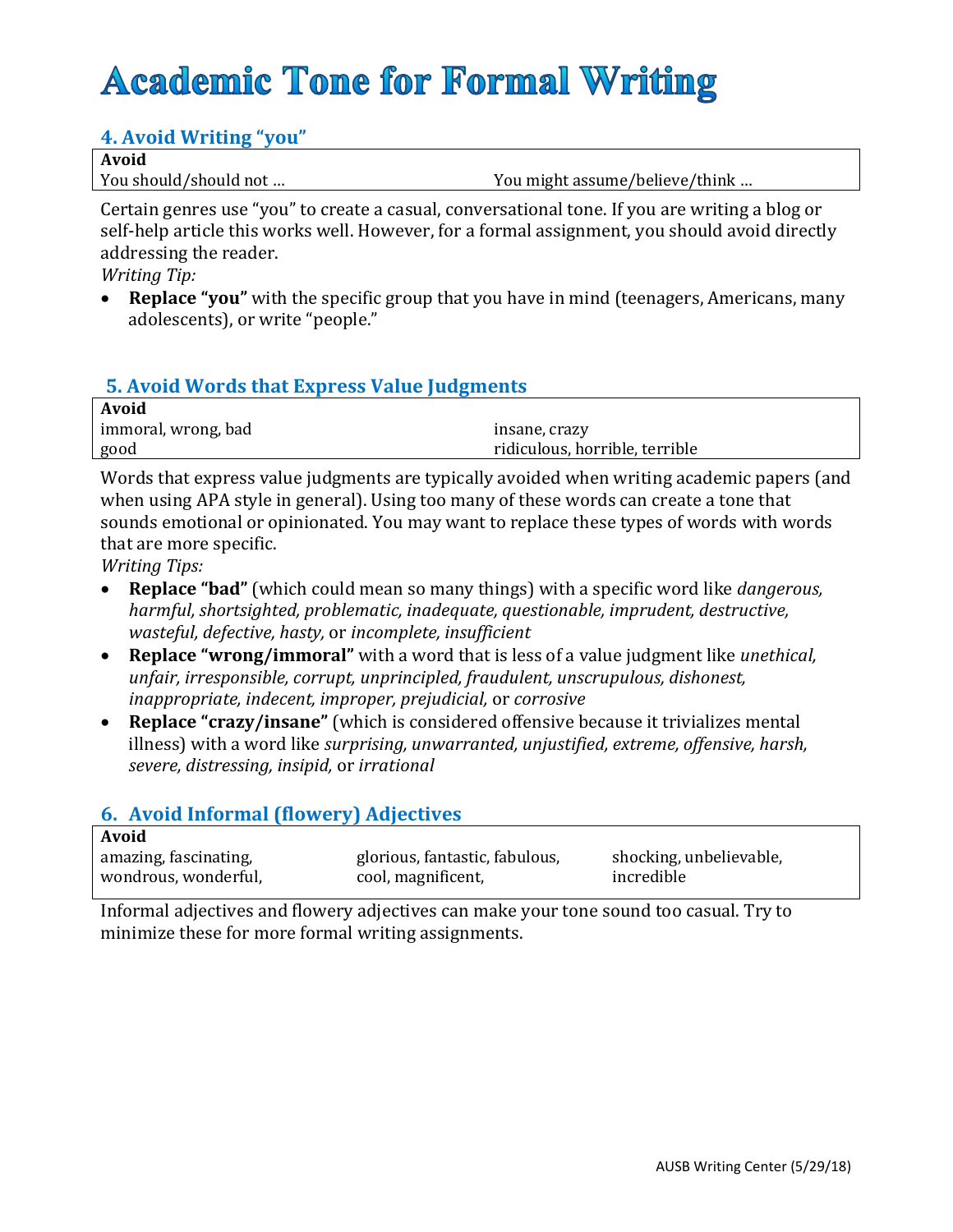# Academic Tone for Formal Writing

## 4. Avoid Writing "you"

| Avoid | |
|---|---|
| You should/should not … | You might assume/believe/think … |

Certain genres use "you" to create a casual, conversational tone. If you are writing a blog or self-help article this works well. However, for a formal assignment, you should avoid directly addressing the reader.

*Writing Tip:*

- **Replace "you"** with the specific group that you have in mind (teenagers, Americans, many adolescents), or write "people."

## 5. Avoid Words that Express Value Judgments

| Avoid | |
|---|---|
| immoral, wrong, bad | insane, crazy |
| good | ridiculous, horrible, terrible |

Words that express value judgments are typically avoided when writing academic papers (and when using APA style in general). Using too many of these words can create a tone that sounds emotional or opinionated. You may want to replace these types of words with words that are more specific.

*Writing Tips:*

- **Replace "bad"** (which could mean so many things) with a specific word like *dangerous, harmful, shortsighted, problematic, inadequate, questionable, imprudent, destructive, wasteful, defective, hasty,* or *incomplete, insufficient*
- **Replace "wrong/immoral"** with a word that is less of a value judgment like *unethical, unfair, irresponsible, corrupt, unprincipled, fraudulent, unscrupulous, dishonest, inappropriate, indecent, improper, prejudicial,* or *corrosive*
- **Replace "crazy/insane"** (which is considered offensive because it trivializes mental illness) with a word like *surprising, unwarranted, unjustified, extreme, offensive, harsh, severe, distressing, insipid,* or *irrational*

## 6. Avoid Informal (flowery) Adjectives

| Avoid | | |
|---|---|---|
| amazing, fascinating, wondrous, wonderful, | glorious, fantastic, fabulous, cool, magnificent, | shocking, unbelievable, incredible |

Informal adjectives and flowery adjectives can make your tone sound too casual. Try to minimize these for more formal writing assignments.

AUSB Writing Center (5/29/18)